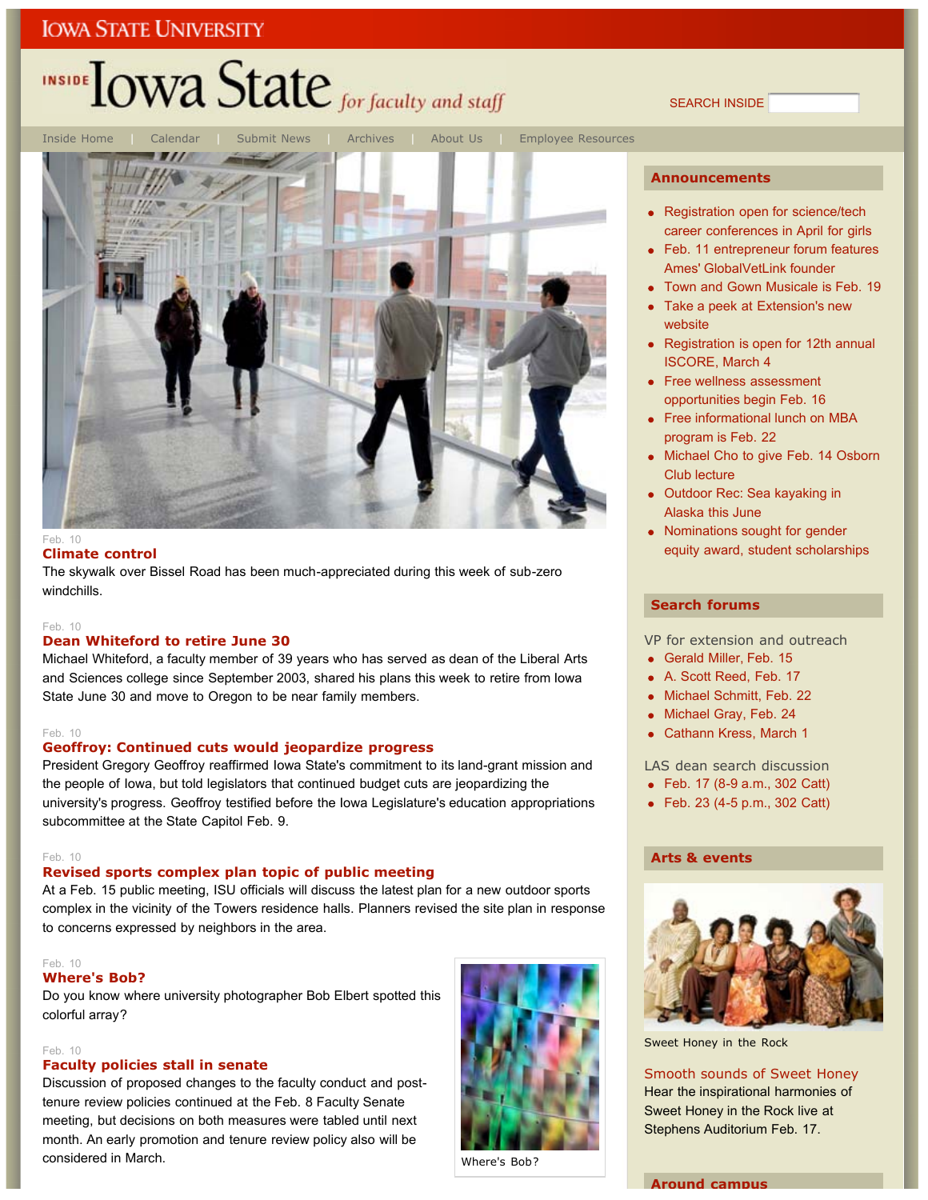Iowa State University

# Inside Iowa State *for faculty and staff*

SEARCH INSIDE

Inside Home | Calendar | Submit News | Archives | About Us | Employee Resources

Feb. 10

## Climate control

The skywalk over Bissel Road has been much-appreciated during this week of sub-zero windchills.

Feb. 10

## Dean Whiteford to retire June 30

Michael Whiteford, a faculty member of 39 years who has served as dean of the Liberal Arts and Sciences college since September 2003, shared his plans this week to retire from Iowa State June 30 and move to Oregon to be near family members.

Feb. 10

## Geoffroy: Continued cuts would jeopardize progress

President Gregory Geoffroy reaffirmed Iowa State's commitment to its land-grant mission and the people of Iowa, but told legislators that continued budget cuts are jeopardizing the university's progress. Geoffroy testified before the Iowa Legislature's education appropriations subcommittee at the State Capitol Feb. 9.

Feb. 10

## Revised sports complex plan topic of public meeting

At a Feb. 15 public meeting, ISU officials will discuss the latest plan for a new outdoor sports complex in the vicinity of the Towers residence halls. Planners revised the site plan in response to concerns expressed by neighbors in the area.

Feb. 10

## Where's Bob?

Do you know where university photographer Bob Elbert spotted this colorful array?

Where's Bob?

Feb. 10

## Faculty policies stall in senate

Discussion of proposed changes to the faculty conduct and post-tenure review policies continued at the Feb. 8 Faculty Senate meeting, but decisions on both measures were tabled until next month. An early promotion and tenure review policy also will be considered in March.

## Announcements

- Registration open for science/tech career conferences in April for girls
- Feb. 11 entrepreneur forum features Ames' GlobalVetLink founder
- Town and Gown Musicale is Feb. 19
- Take a peek at Extension's new website
- Registration is open for 12th annual ISCORE, March 4
- Free wellness assessment opportunities begin Feb. 16
- Free informational lunch on MBA program is Feb. 22
- Michael Cho to give Feb. 14 Osborn Club lecture
- Outdoor Rec: Sea kayaking in Alaska this June
- Nominations sought for gender equity award, student scholarships

## Search forums

VP for extension and outreach

- Gerald Miller, Feb. 15
- A. Scott Reed, Feb. 17
- Michael Schmitt, Feb. 22
- Michael Gray, Feb. 24
- Cathann Kress, March 1

LAS dean search discussion

- Feb. 17 (8-9 a.m., 302 Catt)
- Feb. 23 (4-5 p.m., 302 Catt)

## Arts & events

Sweet Honey in the Rock

### Smooth sounds of Sweet Honey

Hear the inspirational harmonies of Sweet Honey in the Rock live at Stephens Auditorium Feb. 17.

## Around campus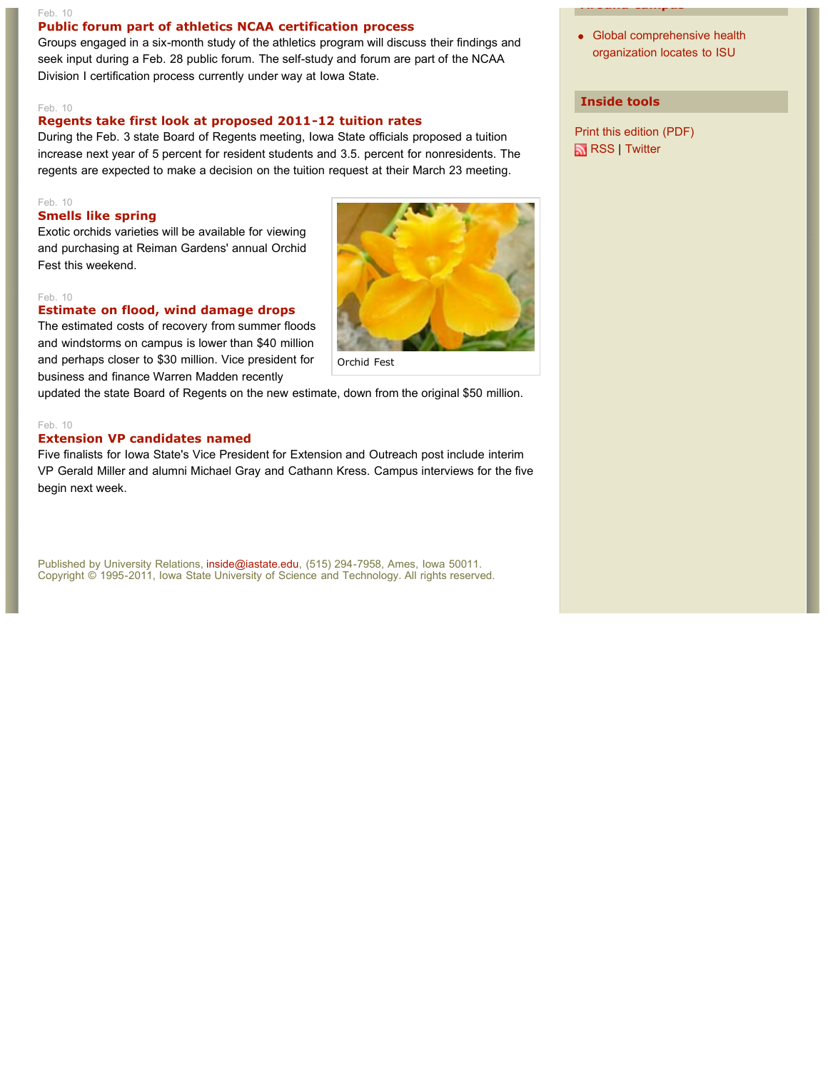Feb. 10

### Public forum part of athletics NCAA certification process

Groups engaged in a six-month study of the athletics program will discuss their findings and seek input during a Feb. 28 public forum. The self-study and forum are part of the NCAA Division I certification process currently under way at Iowa State.

Feb. 10

### Regents take first look at proposed 2011-12 tuition rates

During the Feb. 3 state Board of Regents meeting, Iowa State officials proposed a tuition increase next year of 5 percent for resident students and 3.5. percent for nonresidents. The regents are expected to make a decision on the tuition request at their March 23 meeting.

Feb. 10

### Smells like spring

Exotic orchids varieties will be available for viewing and purchasing at Reiman Gardens' annual Orchid Fest this weekend.

Orchid Fest

Feb. 10

### Estimate on flood, wind damage drops

The estimated costs of recovery from summer floods and windstorms on campus is lower than $40 million and perhaps closer to $30 million. Vice president for business and finance Warren Madden recently updated the state Board of Regents on the new estimate, down from the original $50 million.

Feb. 10

### Extension VP candidates named

Five finalists for Iowa State's Vice President for Extension and Outreach post include interim VP Gerald Miller and alumni Michael Gray and Cathann Kress. Campus interviews for the five begin next week.

- Global comprehensive health organization locates to ISU

### Inside tools

Print this edition (PDF)
RSS | Twitter

Published by University Relations, inside@iastate.edu, (515) 294-7958, Ames, Iowa 50011.
Copyright © 1995-2011, Iowa State University of Science and Technology. All rights reserved.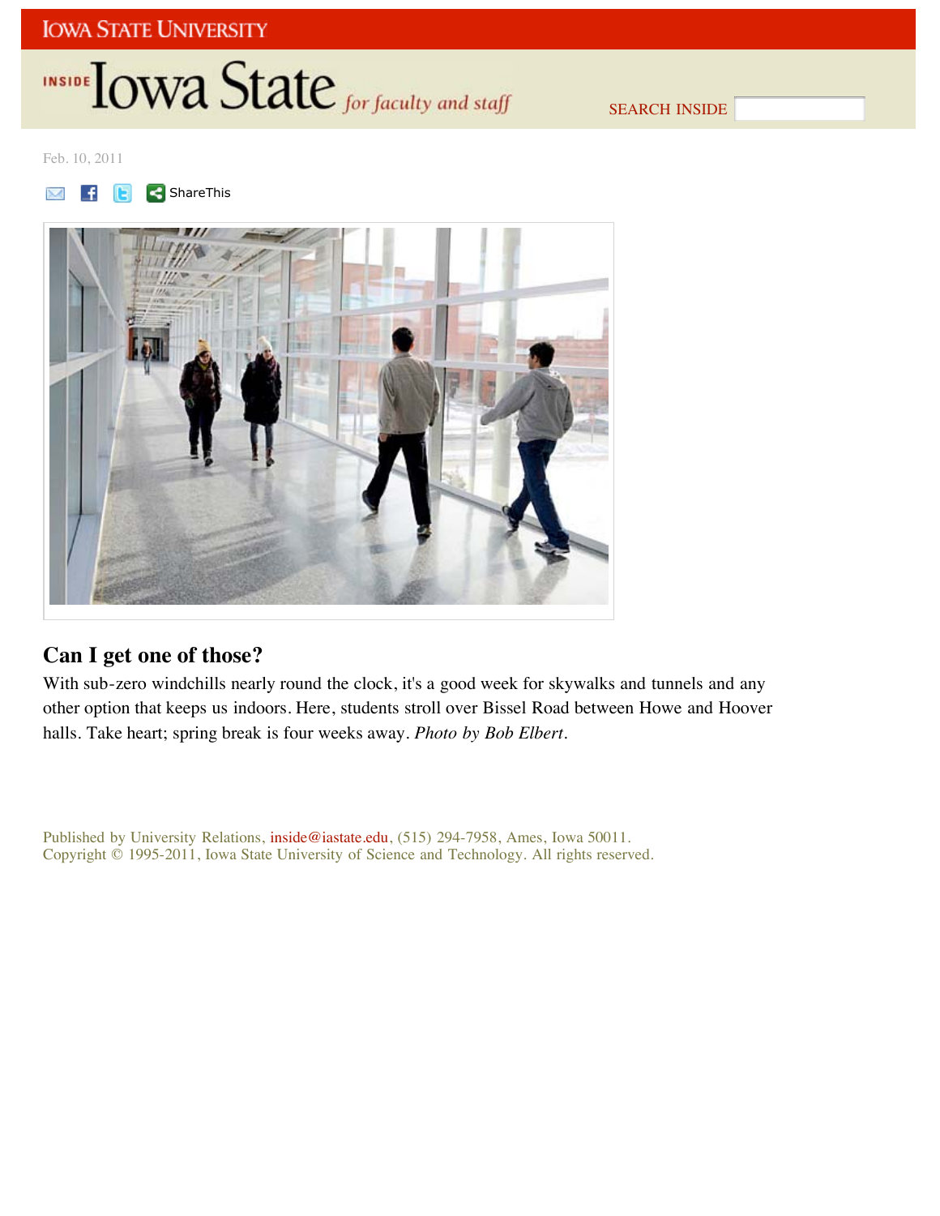Feb. 10, 2011

## Can I get one of those?

With sub-zero windchills nearly round the clock, it's a good week for skywalks and tunnels and any other option that keeps us indoors. Here, students stroll over Bissel Road between Howe and Hoover halls. Take heart; spring break is four weeks away. *Photo by Bob Elbert.*

Published by University Relations, inside@iastate.edu, (515) 294-7958, Ames, Iowa 50011.
Copyright © 1995-2011, Iowa State University of Science and Technology. All rights reserved.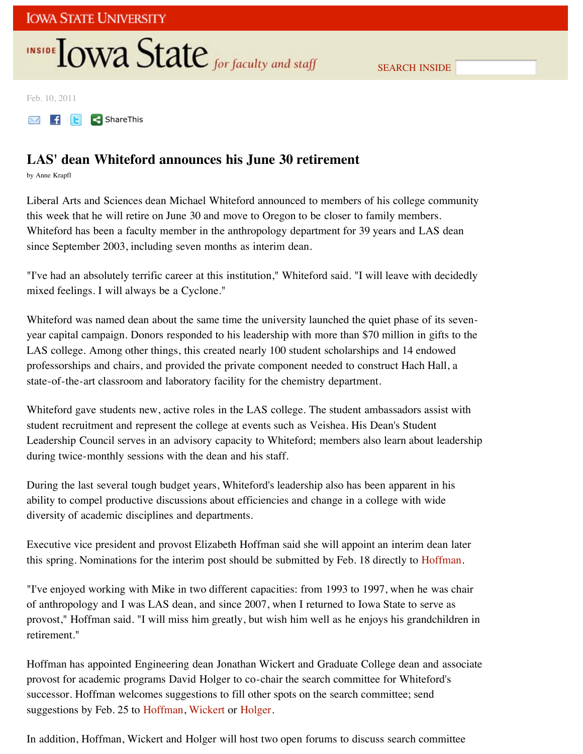Feb. 10, 2011

## LAS' dean Whiteford announces his June 30 retirement

by Anne Krapfl

Liberal Arts and Sciences dean Michael Whiteford announced to members of his college community this week that he will retire on June 30 and move to Oregon to be closer to family members. Whiteford has been a faculty member in the anthropology department for 39 years and LAS dean since September 2003, including seven months as interim dean.

"I've had an absolutely terrific career at this institution," Whiteford said. "I will leave with decidedly mixed feelings. I will always be a Cyclone."

Whiteford was named dean about the same time the university launched the quiet phase of its seven-year capital campaign. Donors responded to his leadership with more than $70 million in gifts to the LAS college. Among other things, this created nearly 100 student scholarships and 14 endowed professorships and chairs, and provided the private component needed to construct Hach Hall, a state-of-the-art classroom and laboratory facility for the chemistry department.

Whiteford gave students new, active roles in the LAS college. The student ambassadors assist with student recruitment and represent the college at events such as Veishea. His Dean's Student Leadership Council serves in an advisory capacity to Whiteford; members also learn about leadership during twice-monthly sessions with the dean and his staff.

During the last several tough budget years, Whiteford's leadership also has been apparent in his ability to compel productive discussions about efficiencies and change in a college with wide diversity of academic disciplines and departments.

Executive vice president and provost Elizabeth Hoffman said she will appoint an interim dean later this spring. Nominations for the interim post should be submitted by Feb. 18 directly to Hoffman.

"I've enjoyed working with Mike in two different capacities: from 1993 to 1997, when he was chair of anthropology and I was LAS dean, and since 2007, when I returned to Iowa State to serve as provost," Hoffman said. "I will miss him greatly, but wish him well as he enjoys his grandchildren in retirement."

Hoffman has appointed Engineering dean Jonathan Wickert and Graduate College dean and associate provost for academic programs David Holger to co-chair the search committee for Whiteford's successor. Hoffman welcomes suggestions to fill other spots on the search committee; send suggestions by Feb. 25 to Hoffman, Wickert or Holger.

In addition, Hoffman, Wickert and Holger will host two open forums to discuss search committee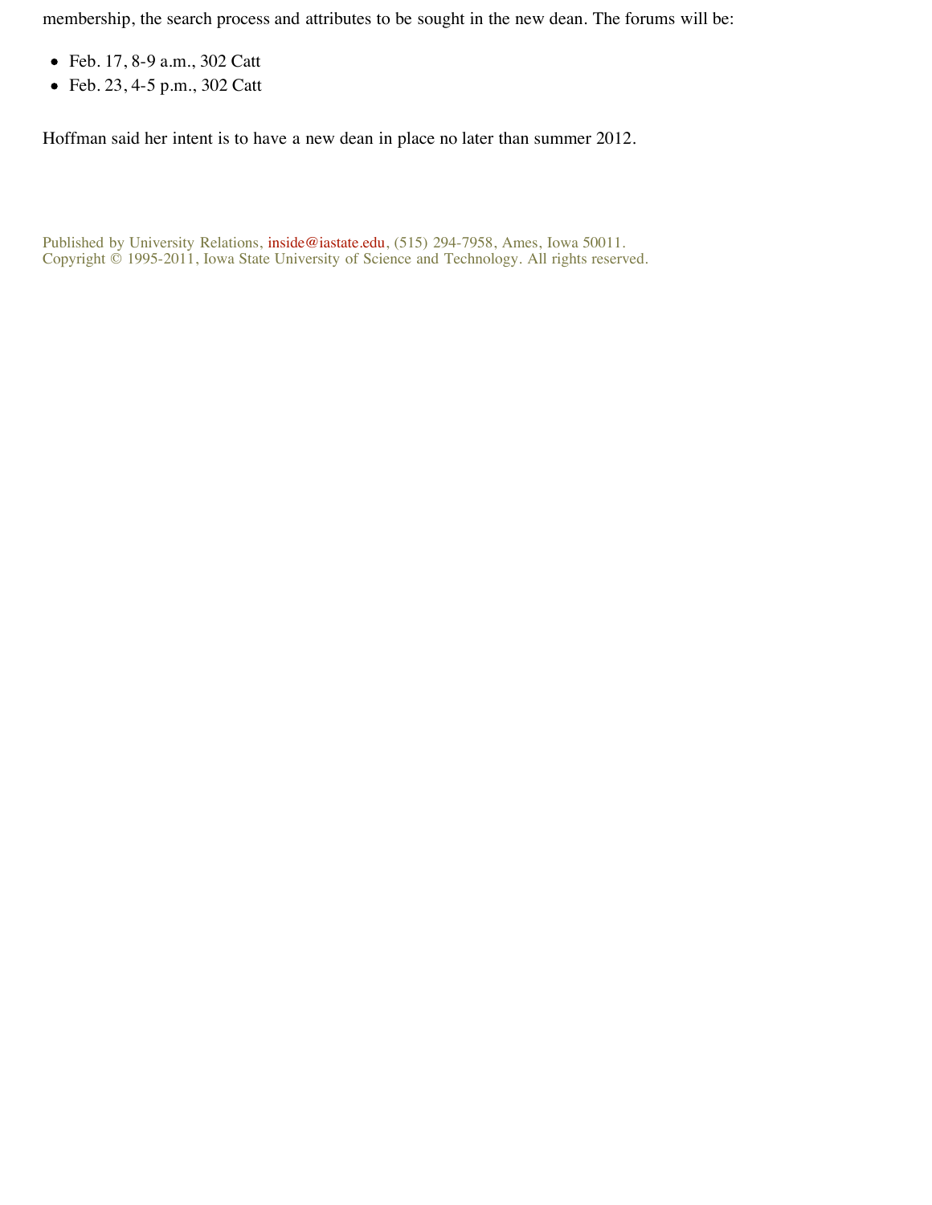membership, the search process and attributes to be sought in the new dean. The forums will be:

- Feb. 17, 8-9 a.m., 302 Catt
- Feb. 23, 4-5 p.m., 302 Catt

Hoffman said her intent is to have a new dean in place no later than summer 2012.

Published by University Relations, inside@iastate.edu, (515) 294-7958, Ames, Iowa 50011.
Copyright © 1995-2011, Iowa State University of Science and Technology. All rights reserved.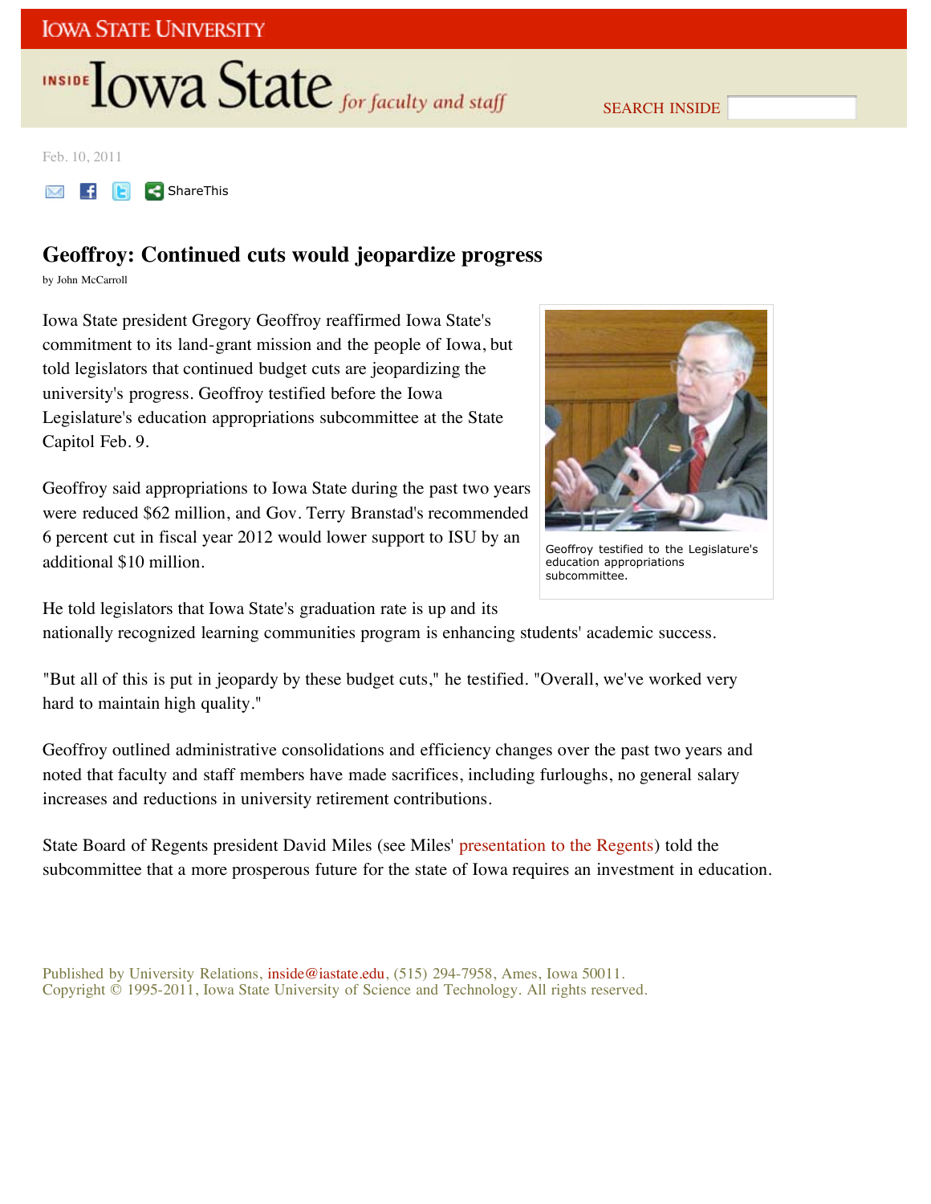Feb. 10, 2011

# Geoffroy: Continued cuts would jeopardize progress

by John McCarroll

Iowa State president Gregory Geoffroy reaffirmed Iowa State's commitment to its land-grant mission and the people of Iowa, but told legislators that continued budget cuts are jeopardizing the university's progress. Geoffroy testified before the Iowa Legislature's education appropriations subcommittee at the State Capitol Feb. 9.

Geoffroy testified to the Legislature's education appropriations subcommittee.

Geoffroy said appropriations to Iowa State during the past two years were reduced $62 million, and Gov. Terry Branstad's recommended 6 percent cut in fiscal year 2012 would lower support to ISU by an additional $10 million.

He told legislators that Iowa State's graduation rate is up and its nationally recognized learning communities program is enhancing students' academic success.

"But all of this is put in jeopardy by these budget cuts," he testified. "Overall, we've worked very hard to maintain high quality."

Geoffroy outlined administrative consolidations and efficiency changes over the past two years and noted that faculty and staff members have made sacrifices, including furloughs, no general salary increases and reductions in university retirement contributions.

State Board of Regents president David Miles (see Miles' presentation to the Regents) told the subcommittee that a more prosperous future for the state of Iowa requires an investment in education.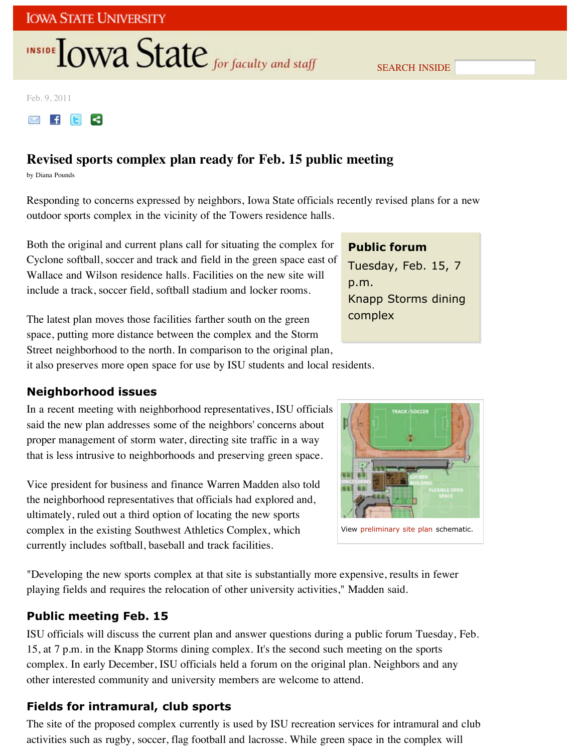Feb. 9, 2011

# Revised sports complex plan ready for Feb. 15 public meeting

by Diana Pounds

Responding to concerns expressed by neighbors, Iowa State officials recently revised plans for a new outdoor sports complex in the vicinity of the Towers residence halls.

Both the original and current plans call for situating the complex for Cyclone softball, soccer and track and field in the green space east of Wallace and Wilson residence halls. Facilities on the new site will include a track, soccer field, softball stadium and locker rooms.

**Public forum**
Tuesday, Feb. 15, 7 p.m.
Knapp Storms dining complex

The latest plan moves those facilities farther south on the green space, putting more distance between the complex and the Storm Street neighborhood to the north. In comparison to the original plan, it also preserves more open space for use by ISU students and local residents.

## Neighborhood issues

In a recent meeting with neighborhood representatives, ISU officials said the new plan addresses some of the neighbors' concerns about proper management of storm water, directing site traffic in a way that is less intrusive to neighborhoods and preserving green space.

View preliminary site plan schematic.

Vice president for business and finance Warren Madden also told the neighborhood representatives that officials had explored and, ultimately, ruled out a third option of locating the new sports complex in the existing Southwest Athletics Complex, which currently includes softball, baseball and track facilities.

"Developing the new sports complex at that site is substantially more expensive, results in fewer playing fields and requires the relocation of other university activities," Madden said.

## Public meeting Feb. 15

ISU officials will discuss the current plan and answer questions during a public forum Tuesday, Feb. 15, at 7 p.m. in the Knapp Storms dining complex. It's the second such meeting on the sports complex. In early December, ISU officials held a forum on the original plan. Neighbors and any other interested community and university members are welcome to attend.

## Fields for intramural, club sports

The site of the proposed complex currently is used by ISU recreation services for intramural and club activities such as rugby, soccer, flag football and lacrosse. While green space in the complex will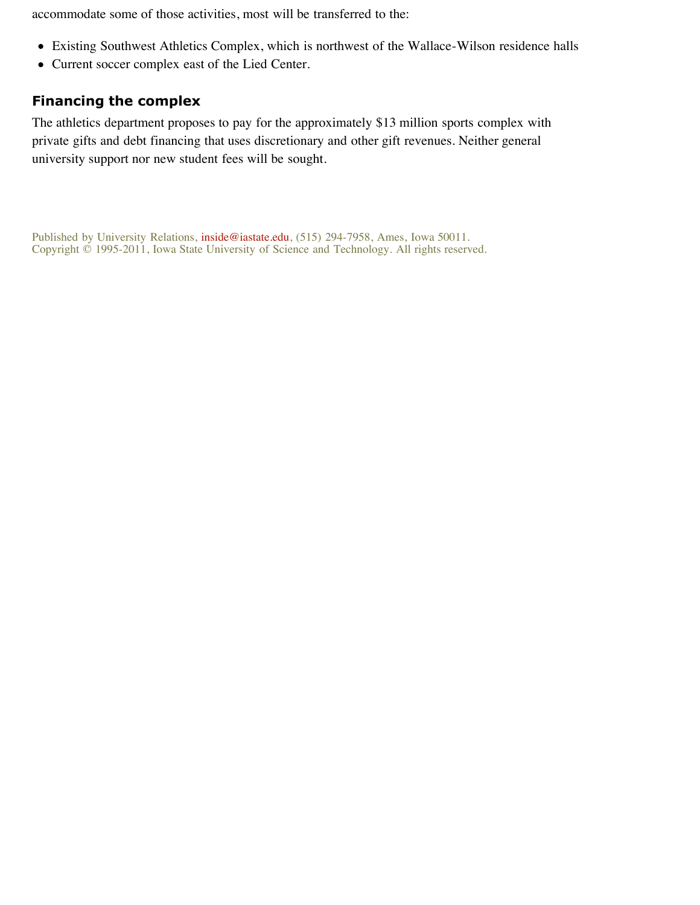accommodate some of those activities, most will be transferred to the:

- Existing Southwest Athletics Complex, which is northwest of the Wallace-Wilson residence halls
- Current soccer complex east of the Lied Center.

## Financing the complex

The athletics department proposes to pay for the approximately $13 million sports complex with private gifts and debt financing that uses discretionary and other gift revenues. Neither general university support nor new student fees will be sought.

Published by University Relations, inside@iastate.edu, (515) 294-7958, Ames, Iowa 50011.
Copyright © 1995-2011, Iowa State University of Science and Technology. All rights reserved.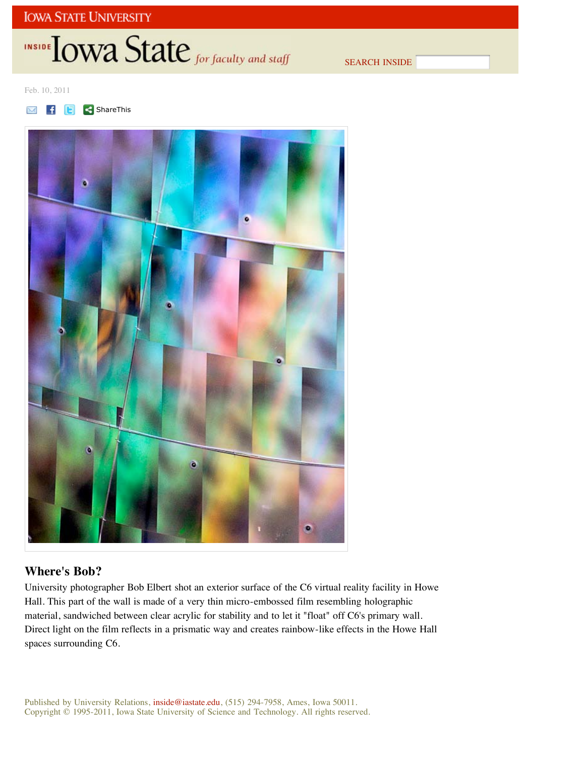Feb. 10, 2011

## Where's Bob?

University photographer Bob Elbert shot an exterior surface of the C6 virtual reality facility in Howe Hall. This part of the wall is made of a very thin micro-embossed film resembling holographic material, sandwiched between clear acrylic for stability and to let it "float" off C6's primary wall. Direct light on the film reflects in a prismatic way and creates rainbow-like effects in the Howe Hall spaces surrounding C6.

Published by University Relations, inside@iastate.edu, (515) 294-7958, Ames, Iowa 50011.
Copyright © 1995-2011, Iowa State University of Science and Technology. All rights reserved.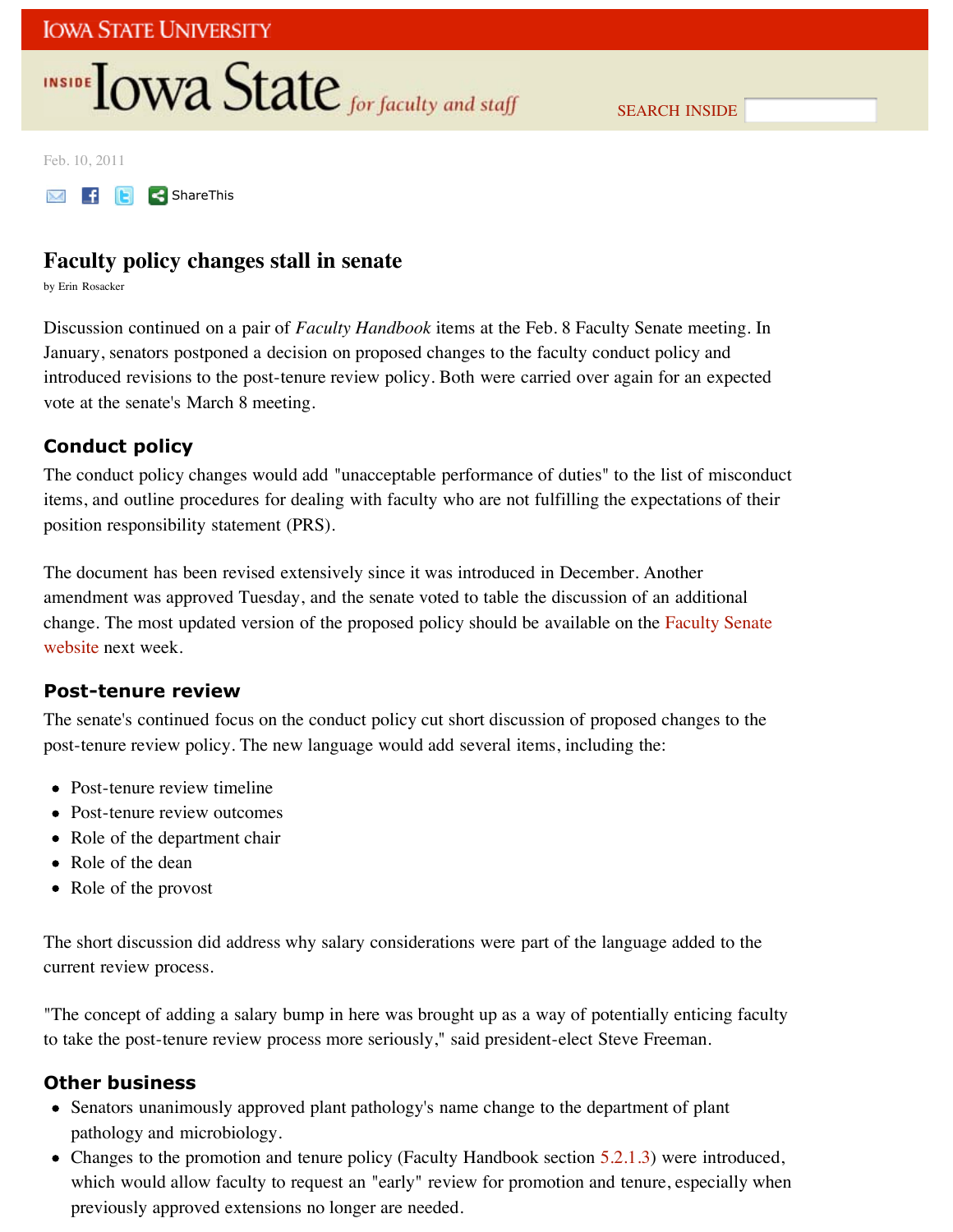Feb. 10, 2011

# Faculty policy changes stall in senate

by Erin Rosacker

Discussion continued on a pair of *Faculty Handbook* items at the Feb. 8 Faculty Senate meeting. In January, senators postponed a decision on proposed changes to the faculty conduct policy and introduced revisions to the post-tenure review policy. Both were carried over again for an expected vote at the senate's March 8 meeting.

## Conduct policy

The conduct policy changes would add "unacceptable performance of duties" to the list of misconduct items, and outline procedures for dealing with faculty who are not fulfilling the expectations of their position responsibility statement (PRS).

The document has been revised extensively since it was introduced in December. Another amendment was approved Tuesday, and the senate voted to table the discussion of an additional change. The most updated version of the proposed policy should be available on the Faculty Senate website next week.

## Post-tenure review

The senate's continued focus on the conduct policy cut short discussion of proposed changes to the post-tenure review policy. The new language would add several items, including the:

- Post-tenure review timeline
- Post-tenure review outcomes
- Role of the department chair
- Role of the dean
- Role of the provost

The short discussion did address why salary considerations were part of the language added to the current review process.

"The concept of adding a salary bump in here was brought up as a way of potentially enticing faculty to take the post-tenure review process more seriously," said president-elect Steve Freeman.

## Other business

- Senators unanimously approved plant pathology's name change to the department of plant pathology and microbiology.
- Changes to the promotion and tenure policy (Faculty Handbook section 5.2.1.3) were introduced, which would allow faculty to request an "early" review for promotion and tenure, especially when previously approved extensions no longer are needed.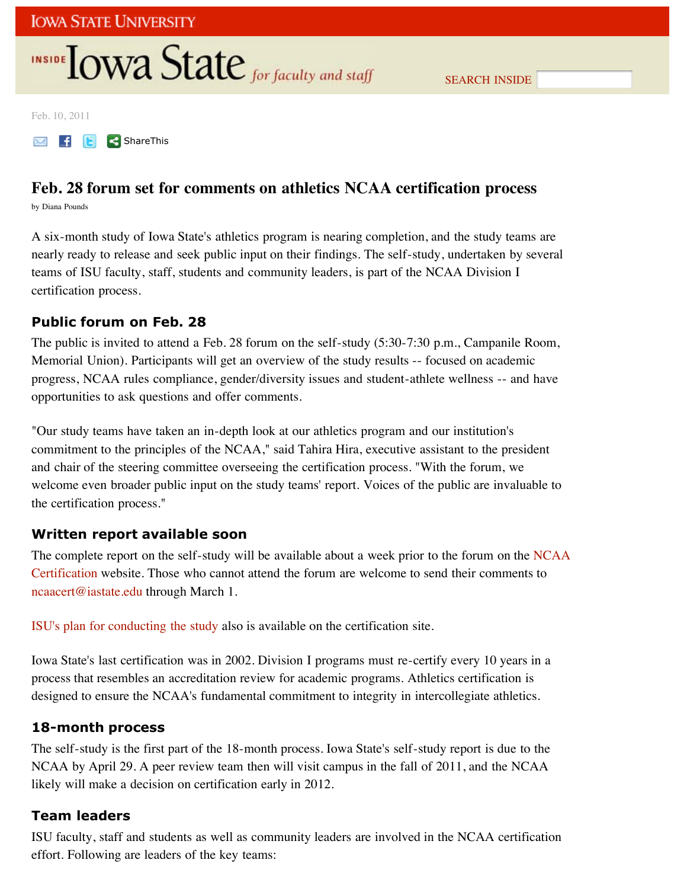Feb. 10, 2011

# Feb. 28 forum set for comments on athletics NCAA certification process

by Diana Pounds

A six-month study of Iowa State's athletics program is nearing completion, and the study teams are nearly ready to release and seek public input on their findings. The self-study, undertaken by several teams of ISU faculty, staff, students and community leaders, is part of the NCAA Division I certification process.

## Public forum on Feb. 28

The public is invited to attend a Feb. 28 forum on the self-study (5:30-7:30 p.m., Campanile Room, Memorial Union). Participants will get an overview of the study results -- focused on academic progress, NCAA rules compliance, gender/diversity issues and student-athlete wellness -- and have opportunities to ask questions and offer comments.

"Our study teams have taken an in-depth look at our athletics program and our institution's commitment to the principles of the NCAA," said Tahira Hira, executive assistant to the president and chair of the steering committee overseeing the certification process. "With the forum, we welcome even broader public input on the study teams' report. Voices of the public are invaluable to the certification process."

## Written report available soon

The complete report on the self-study will be available about a week prior to the forum on the NCAA Certification website. Those who cannot attend the forum are welcome to send their comments to ncaacert@iastate.edu through March 1.

ISU's plan for conducting the study also is available on the certification site.

Iowa State's last certification was in 2002. Division I programs must re-certify every 10 years in a process that resembles an accreditation review for academic programs. Athletics certification is designed to ensure the NCAA's fundamental commitment to integrity in intercollegiate athletics.

## 18-month process

The self-study is the first part of the 18-month process. Iowa State's self-study report is due to the NCAA by April 29. A peer review team then will visit campus in the fall of 2011, and the NCAA likely will make a decision on certification early in 2012.

## Team leaders

ISU faculty, staff and students as well as community leaders are involved in the NCAA certification effort. Following are leaders of the key teams: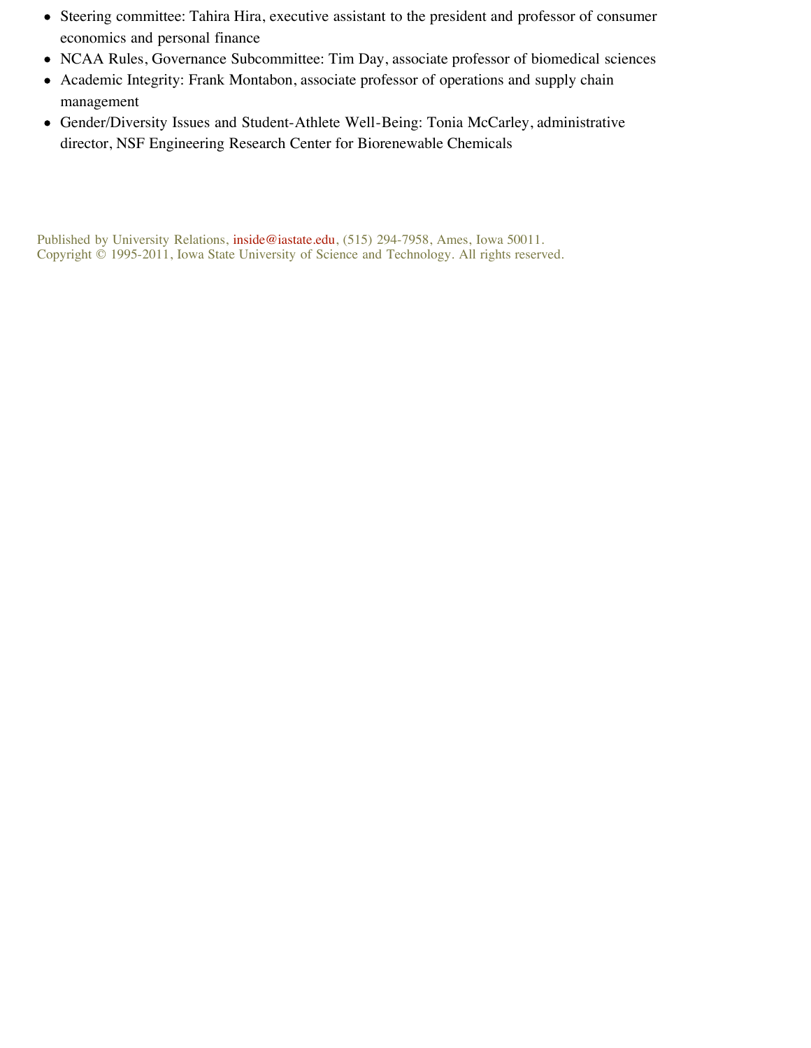- Steering committee: Tahira Hira, executive assistant to the president and professor of consumer economics and personal finance
- NCAA Rules, Governance Subcommittee: Tim Day, associate professor of biomedical sciences
- Academic Integrity: Frank Montabon, associate professor of operations and supply chain management
- Gender/Diversity Issues and Student-Athlete Well-Being: Tonia McCarley, administrative director, NSF Engineering Research Center for Biorenewable Chemicals

Published by University Relations, inside@iastate.edu, (515) 294-7958, Ames, Iowa 50011.
Copyright © 1995-2011, Iowa State University of Science and Technology. All rights reserved.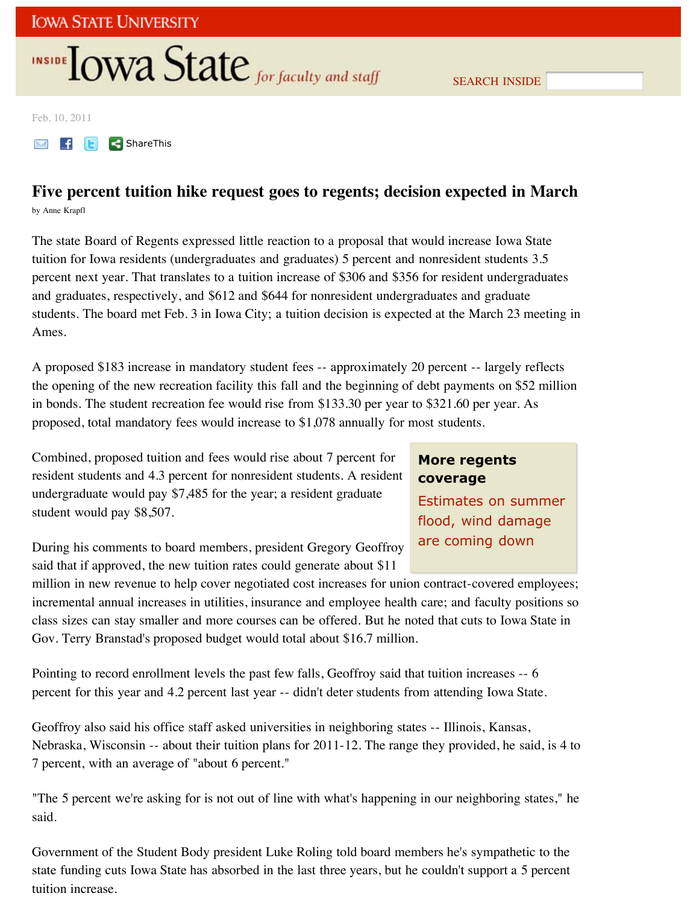Feb. 10, 2011

# Five percent tuition hike request goes to regents; decision expected in March

by Anne Krapfl

The state Board of Regents expressed little reaction to a proposal that would increase Iowa State tuition for Iowa residents (undergraduates and graduates) 5 percent and nonresident students 3.5 percent next year. That translates to a tuition increase of $306 and $356 for resident undergraduates and graduates, respectively, and $612 and $644 for nonresident undergraduates and graduate students. The board met Feb. 3 in Iowa City; a tuition decision is expected at the March 23 meeting in Ames.

A proposed $183 increase in mandatory student fees -- approximately 20 percent -- largely reflects the opening of the new recreation facility this fall and the beginning of debt payments on $52 million in bonds. The student recreation fee would rise from $133.30 per year to $321.60 per year. As proposed, total mandatory fees would increase to $1,078 annually for most students.

Combined, proposed tuition and fees would rise about 7 percent for resident students and 4.3 percent for nonresident students. A resident undergraduate would pay $7,485 for the year; a resident graduate student would pay $8,507.

**More regents coverage**

Estimates on summer flood, wind damage are coming down

During his comments to board members, president Gregory Geoffroy said that if approved, the new tuition rates could generate about $11 million in new revenue to help cover negotiated cost increases for union contract-covered employees; incremental annual increases in utilities, insurance and employee health care; and faculty positions so class sizes can stay smaller and more courses can be offered. But he noted that cuts to Iowa State in Gov. Terry Branstad's proposed budget would total about $16.7 million.

Pointing to record enrollment levels the past few falls, Geoffroy said that tuition increases -- 6 percent for this year and 4.2 percent last year -- didn't deter students from attending Iowa State.

Geoffroy also said his office staff asked universities in neighboring states -- Illinois, Kansas, Nebraska, Wisconsin -- about their tuition plans for 2011-12. The range they provided, he said, is 4 to 7 percent, with an average of "about 6 percent."

"The 5 percent we're asking for is not out of line with what's happening in our neighboring states," he said.

Government of the Student Body president Luke Roling told board members he's sympathetic to the state funding cuts Iowa State has absorbed in the last three years, but he couldn't support a 5 percent tuition increase.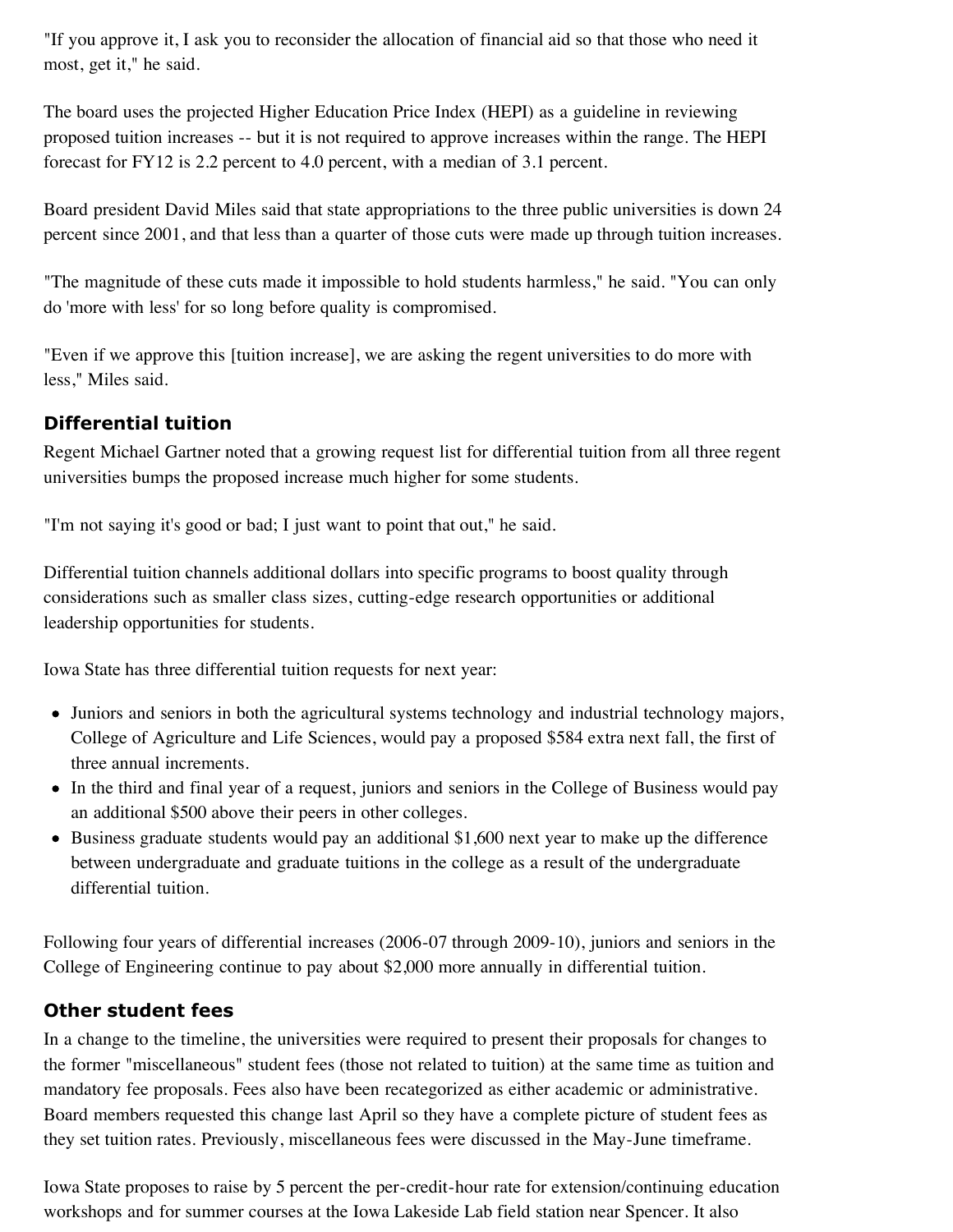"If you approve it, I ask you to reconsider the allocation of financial aid so that those who need it most, get it," he said.

The board uses the projected Higher Education Price Index (HEPI) as a guideline in reviewing proposed tuition increases -- but it is not required to approve increases within the range. The HEPI forecast for FY12 is 2.2 percent to 4.0 percent, with a median of 3.1 percent.

Board president David Miles said that state appropriations to the three public universities is down 24 percent since 2001, and that less than a quarter of those cuts were made up through tuition increases.

"The magnitude of these cuts made it impossible to hold students harmless," he said. "You can only do 'more with less' for so long before quality is compromised.

"Even if we approve this [tuition increase], we are asking the regent universities to do more with less," Miles said.

### Differential tuition

Regent Michael Gartner noted that a growing request list for differential tuition from all three regent universities bumps the proposed increase much higher for some students.

"I'm not saying it's good or bad; I just want to point that out," he said.

Differential tuition channels additional dollars into specific programs to boost quality through considerations such as smaller class sizes, cutting-edge research opportunities or additional leadership opportunities for students.

Iowa State has three differential tuition requests for next year:

- Juniors and seniors in both the agricultural systems technology and industrial technology majors, College of Agriculture and Life Sciences, would pay a proposed $584 extra next fall, the first of three annual increments.
- In the third and final year of a request, juniors and seniors in the College of Business would pay an additional $500 above their peers in other colleges.
- Business graduate students would pay an additional $1,600 next year to make up the difference between undergraduate and graduate tuitions in the college as a result of the undergraduate differential tuition.

Following four years of differential increases (2006-07 through 2009-10), juniors and seniors in the College of Engineering continue to pay about $2,000 more annually in differential tuition.

### Other student fees

In a change to the timeline, the universities were required to present their proposals for changes to the former "miscellaneous" student fees (those not related to tuition) at the same time as tuition and mandatory fee proposals. Fees also have been recategorized as either academic or administrative. Board members requested this change last April so they have a complete picture of student fees as they set tuition rates. Previously, miscellaneous fees were discussed in the May-June timeframe.

Iowa State proposes to raise by 5 percent the per-credit-hour rate for extension/continuing education workshops and for summer courses at the Iowa Lakeside Lab field station near Spencer. It also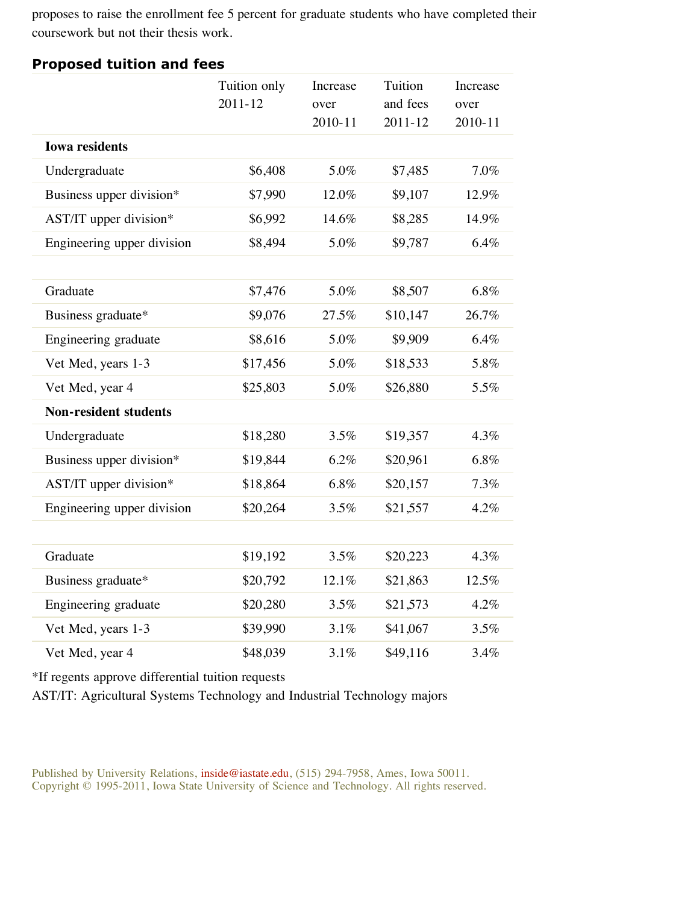proposes to raise the enrollment fee 5 percent for graduate students who have completed their coursework but not their thesis work.

### Proposed tuition and fees

| | Tuition only 2011-12 | Increase over 2010-11 | Tuition and fees 2011-12 | Increase over 2010-11 |
|---|---|---|---|---|
| **Iowa residents** | | | | |
| Undergraduate | $6,408 | 5.0% | $7,485 | 7.0% |
| Business upper division* | $7,990 | 12.0% | $9,107 | 12.9% |
| AST/IT upper division* | $6,992 | 14.6% | $8,285 | 14.9% |
| Engineering upper division | $8,494 | 5.0% | $9,787 | 6.4% |
| | | | | |
| Graduate | $7,476 | 5.0% | $8,507 | 6.8% |
| Business graduate* | $9,076 | 27.5% | $10,147 | 26.7% |
| Engineering graduate | $8,616 | 5.0% | $9,909 | 6.4% |
| Vet Med, years 1-3 | $17,456 | 5.0% | $18,533 | 5.8% |
| Vet Med, year 4 | $25,803 | 5.0% | $26,880 | 5.5% |
| **Non-resident students** | | | | |
| Undergraduate | $18,280 | 3.5% | $19,357 | 4.3% |
| Business upper division* | $19,844 | 6.2% | $20,961 | 6.8% |
| AST/IT upper division* | $18,864 | 6.8% | $20,157 | 7.3% |
| Engineering upper division | $20,264 | 3.5% | $21,557 | 4.2% |
| | | | | |
| Graduate | $19,192 | 3.5% | $20,223 | 4.3% |
| Business graduate* | $20,792 | 12.1% | $21,863 | 12.5% |
| Engineering graduate | $20,280 | 3.5% | $21,573 | 4.2% |
| Vet Med, years 1-3 | $39,990 | 3.1% | $41,067 | 3.5% |
| Vet Med, year 4 | $48,039 | 3.1% | $49,116 | 3.4% |

*If regents approve differential tuition requests

AST/IT: Agricultural Systems Technology and Industrial Technology majors

Published by University Relations, inside@iastate.edu, (515) 294-7958, Ames, Iowa 50011.
Copyright © 1995-2011, Iowa State University of Science and Technology. All rights reserved.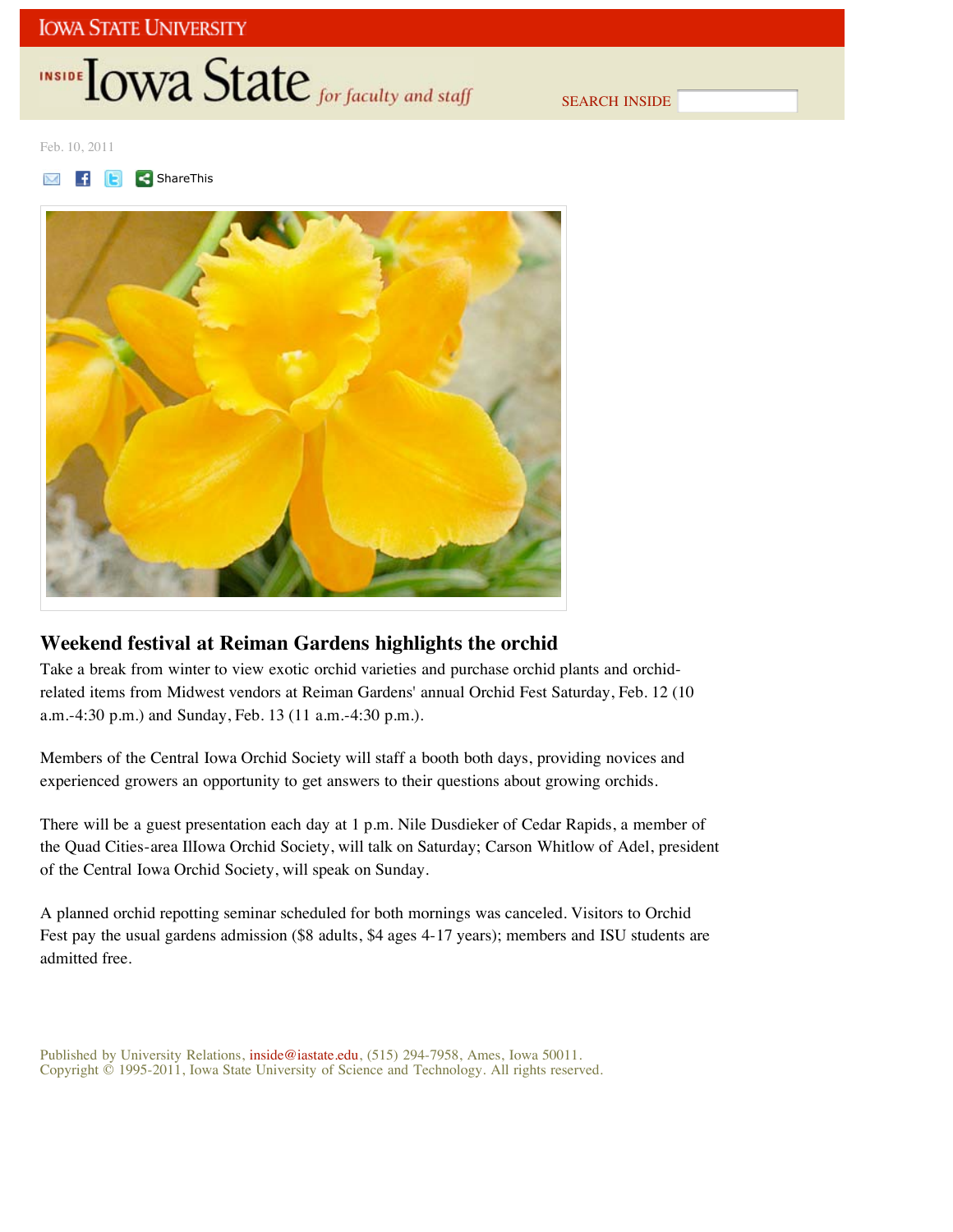Feb. 10, 2011

## Weekend festival at Reiman Gardens highlights the orchid

Take a break from winter to view exotic orchid varieties and purchase orchid plants and orchid-related items from Midwest vendors at Reiman Gardens' annual Orchid Fest Saturday, Feb. 12 (10 a.m.-4:30 p.m.) and Sunday, Feb. 13 (11 a.m.-4:30 p.m.).

Members of the Central Iowa Orchid Society will staff a booth both days, providing novices and experienced growers an opportunity to get answers to their questions about growing orchids.

There will be a guest presentation each day at 1 p.m. Nile Dusdieker of Cedar Rapids, a member of the Quad Cities-area IIlowa Orchid Society, will talk on Saturday; Carson Whitlow of Adel, president of the Central Iowa Orchid Society, will speak on Sunday.

A planned orchid repotting seminar scheduled for both mornings was canceled. Visitors to Orchid Fest pay the usual gardens admission ($8 adults, $4 ages 4-17 years); members and ISU students are admitted free.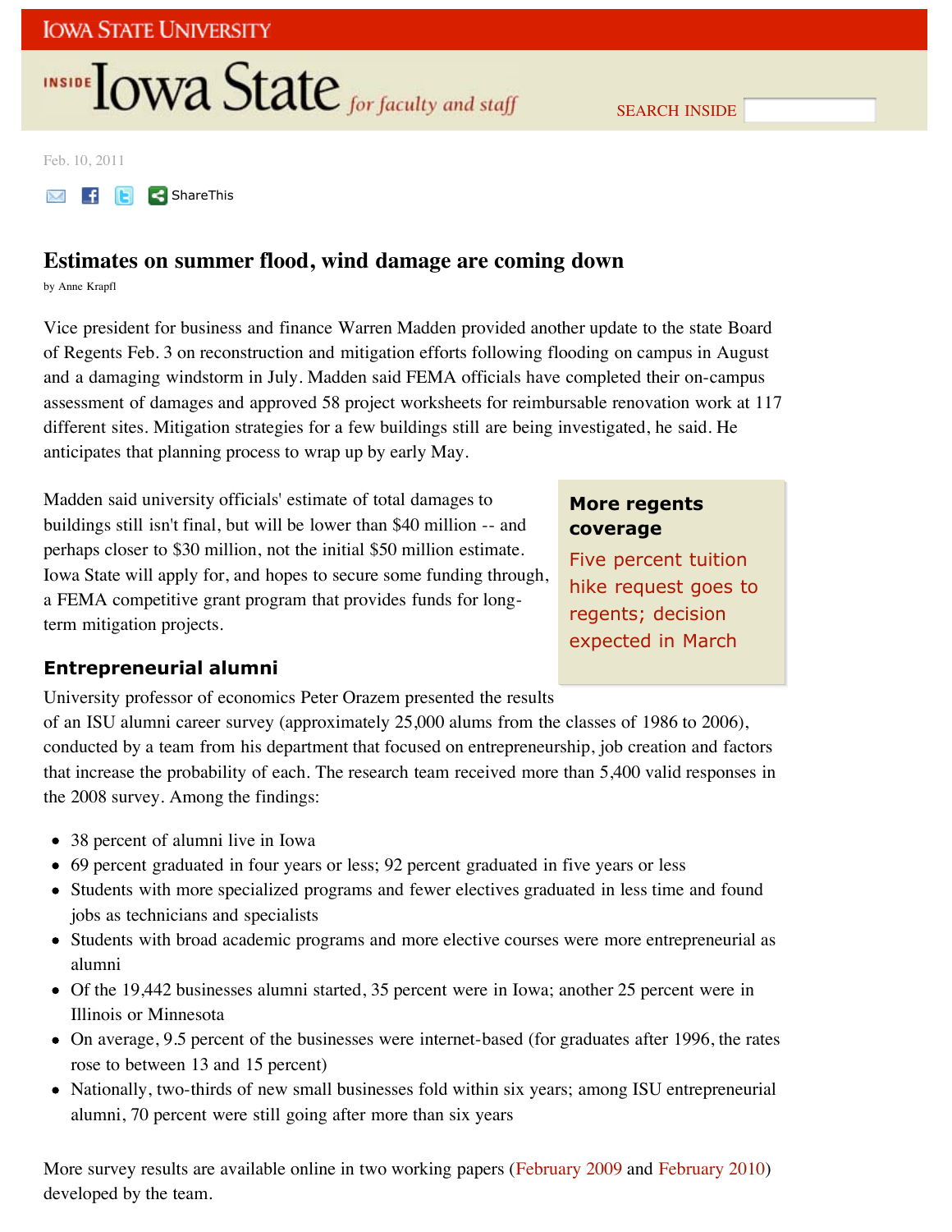Feb. 10, 2011

## Estimates on summer flood, wind damage are coming down

by Anne Krapfl

Vice president for business and finance Warren Madden provided another update to the state Board of Regents Feb. 3 on reconstruction and mitigation efforts following flooding on campus in August and a damaging windstorm in July. Madden said FEMA officials have completed their on-campus assessment of damages and approved 58 project worksheets for reimbursable renovation work at 117 different sites. Mitigation strategies for a few buildings still are being investigated, he said. He anticipates that planning process to wrap up by early May.

Madden said university officials' estimate of total damages to buildings still isn't final, but will be lower than $40 million -- and perhaps closer to $30 million, not the initial $50 million estimate. Iowa State will apply for, and hopes to secure some funding through, a FEMA competitive grant program that provides funds for long-term mitigation projects.

**More regents coverage**

Five percent tuition hike request goes to regents; decision expected in March

### Entrepreneurial alumni

University professor of economics Peter Orazem presented the results of an ISU alumni career survey (approximately 25,000 alums from the classes of 1986 to 2006), conducted by a team from his department that focused on entrepreneurship, job creation and factors that increase the probability of each. The research team received more than 5,400 valid responses in the 2008 survey. Among the findings:

- 38 percent of alumni live in Iowa
- 69 percent graduated in four years or less; 92 percent graduated in five years or less
- Students with more specialized programs and fewer electives graduated in less time and found jobs as technicians and specialists
- Students with broad academic programs and more elective courses were more entrepreneurial as alumni
- Of the 19,442 businesses alumni started, 35 percent were in Iowa; another 25 percent were in Illinois or Minnesota
- On average, 9.5 percent of the businesses were internet-based (for graduates after 1996, the rates rose to between 13 and 15 percent)
- Nationally, two-thirds of new small businesses fold within six years; among ISU entrepreneurial alumni, 70 percent were still going after more than six years

More survey results are available online in two working papers (February 2009 and February 2010) developed by the team.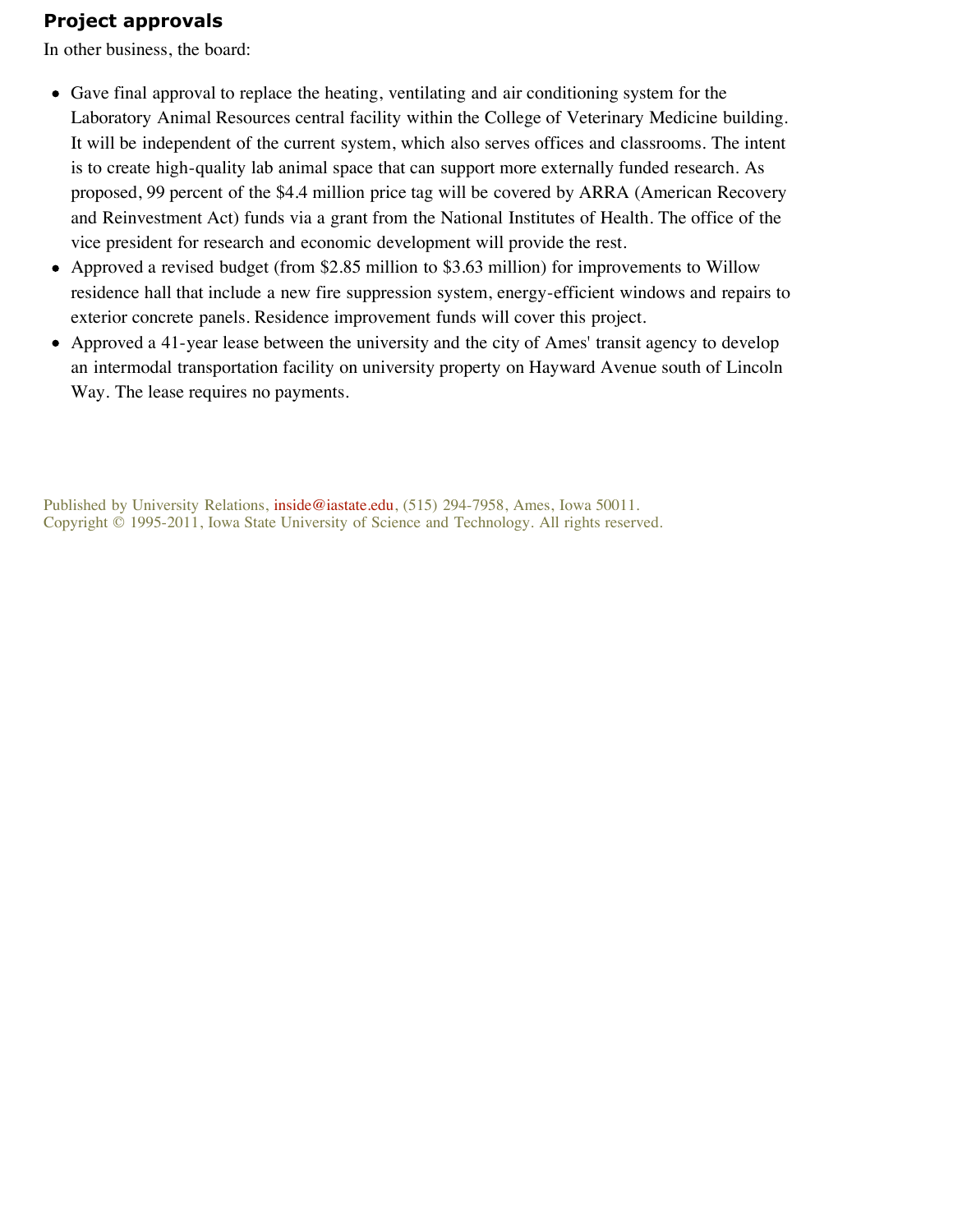## Project approvals

In other business, the board:

- Gave final approval to replace the heating, ventilating and air conditioning system for the Laboratory Animal Resources central facility within the College of Veterinary Medicine building. It will be independent of the current system, which also serves offices and classrooms. The intent is to create high-quality lab animal space that can support more externally funded research. As proposed, 99 percent of the $4.4 million price tag will be covered by ARRA (American Recovery and Reinvestment Act) funds via a grant from the National Institutes of Health. The office of the vice president for research and economic development will provide the rest.
- Approved a revised budget (from $2.85 million to $3.63 million) for improvements to Willow residence hall that include a new fire suppression system, energy-efficient windows and repairs to exterior concrete panels. Residence improvement funds will cover this project.
- Approved a 41-year lease between the university and the city of Ames' transit agency to develop an intermodal transportation facility on university property on Hayward Avenue south of Lincoln Way. The lease requires no payments.

Published by University Relations, inside@iastate.edu, (515) 294-7958, Ames, Iowa 50011.
Copyright © 1995-2011, Iowa State University of Science and Technology. All rights reserved.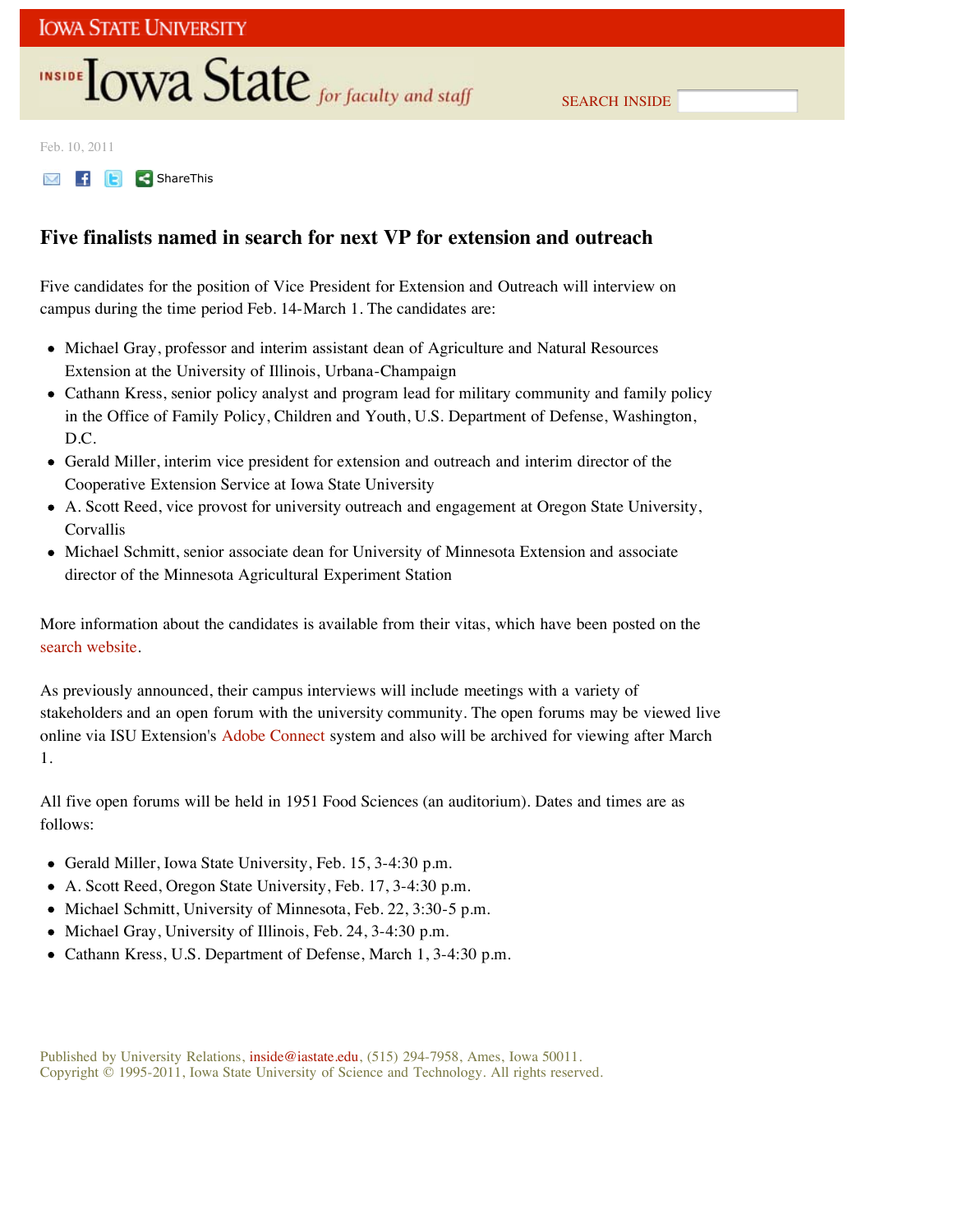Feb. 10, 2011

# Five finalists named in search for next VP for extension and outreach

Five candidates for the position of Vice President for Extension and Outreach will interview on campus during the time period Feb. 14-March 1. The candidates are:

- Michael Gray, professor and interim assistant dean of Agriculture and Natural Resources Extension at the University of Illinois, Urbana-Champaign
- Cathann Kress, senior policy analyst and program lead for military community and family policy in the Office of Family Policy, Children and Youth, U.S. Department of Defense, Washington, D.C.
- Gerald Miller, interim vice president for extension and outreach and interim director of the Cooperative Extension Service at Iowa State University
- A. Scott Reed, vice provost for university outreach and engagement at Oregon State University, Corvallis
- Michael Schmitt, senior associate dean for University of Minnesota Extension and associate director of the Minnesota Agricultural Experiment Station

More information about the candidates is available from their vitas, which have been posted on the search website.

As previously announced, their campus interviews will include meetings with a variety of stakeholders and an open forum with the university community. The open forums may be viewed live online via ISU Extension's Adobe Connect system and also will be archived for viewing after March 1.

All five open forums will be held in 1951 Food Sciences (an auditorium). Dates and times are as follows:

- Gerald Miller, Iowa State University, Feb. 15, 3-4:30 p.m.
- A. Scott Reed, Oregon State University, Feb. 17, 3-4:30 p.m.
- Michael Schmitt, University of Minnesota, Feb. 22, 3:30-5 p.m.
- Michael Gray, University of Illinois, Feb. 24, 3-4:30 p.m.
- Cathann Kress, U.S. Department of Defense, March 1, 3-4:30 p.m.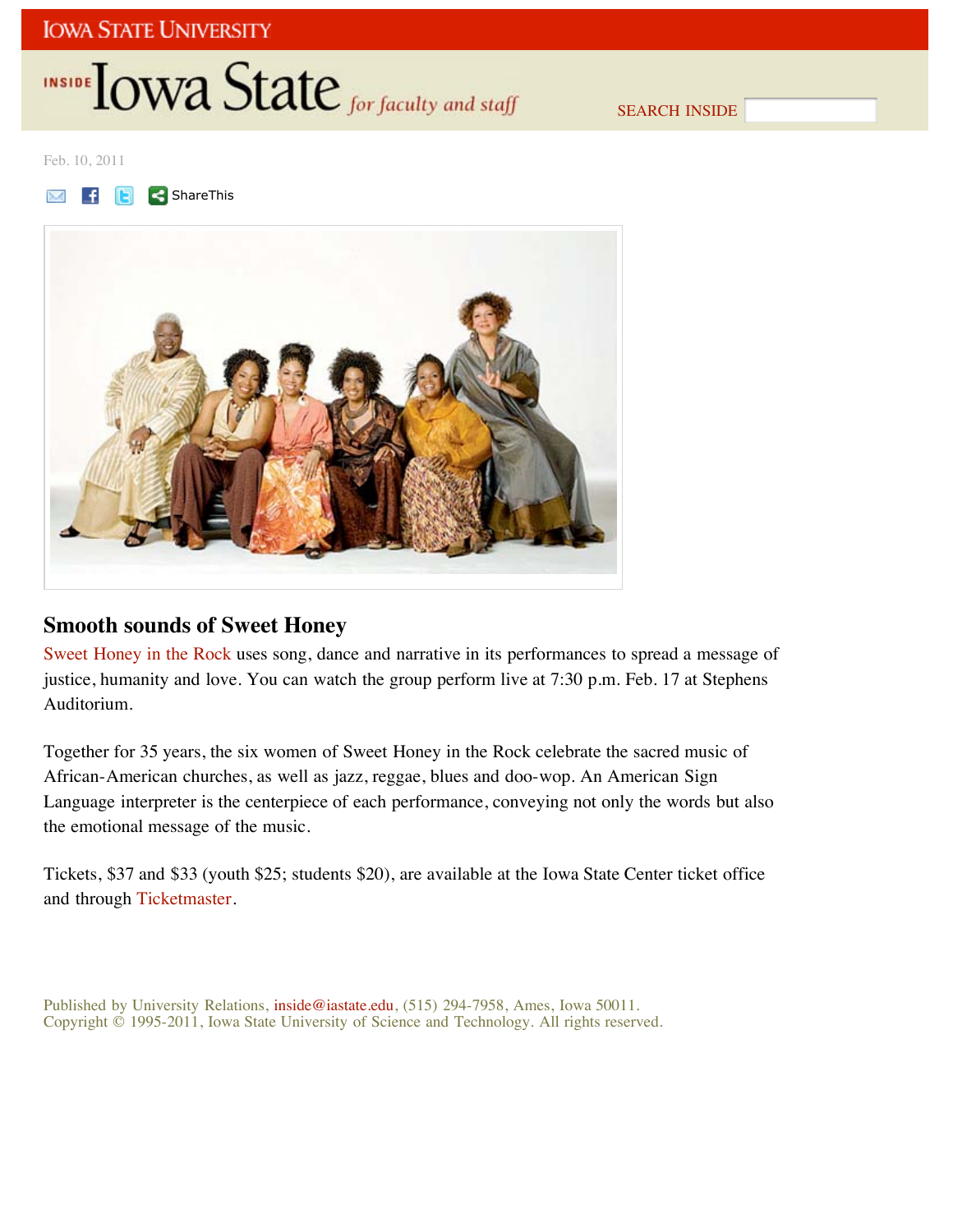Feb. 10, 2011

## Smooth sounds of Sweet Honey

Sweet Honey in the Rock uses song, dance and narrative in its performances to spread a message of justice, humanity and love. You can watch the group perform live at 7:30 p.m. Feb. 17 at Stephens Auditorium.

Together for 35 years, the six women of Sweet Honey in the Rock celebrate the sacred music of African-American churches, as well as jazz, reggae, blues and doo-wop. An American Sign Language interpreter is the centerpiece of each performance, conveying not only the words but also the emotional message of the music.

Tickets, $37 and $33 (youth $25; students $20), are available at the Iowa State Center ticket office and through Ticketmaster.